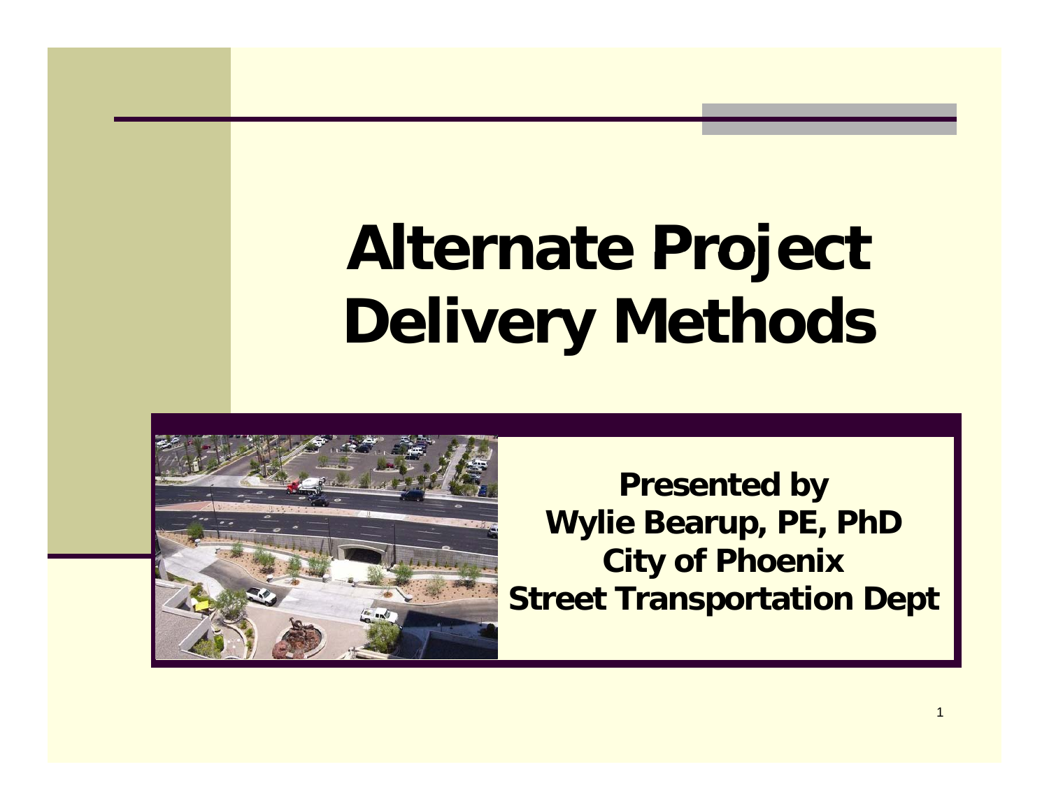# Alternate Project Delivery Methods

**Presented by**
**Wylie Bearup, PE, PhD**
**City of Phoenix**
**Street Transportation Dept**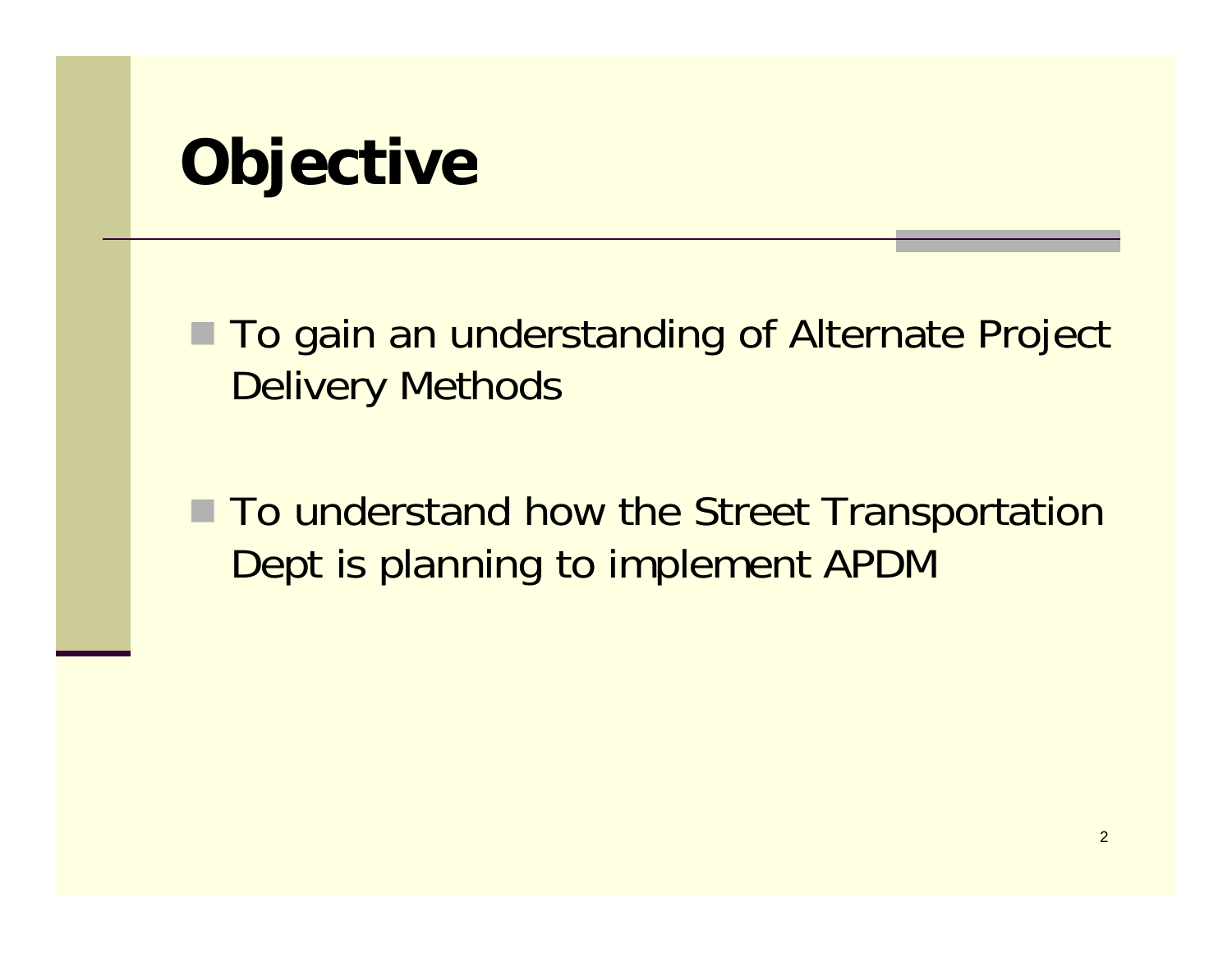# Objective

- To gain an understanding of Alternate Project Delivery Methods
- To understand how the Street Transportation Dept is planning to implement APDM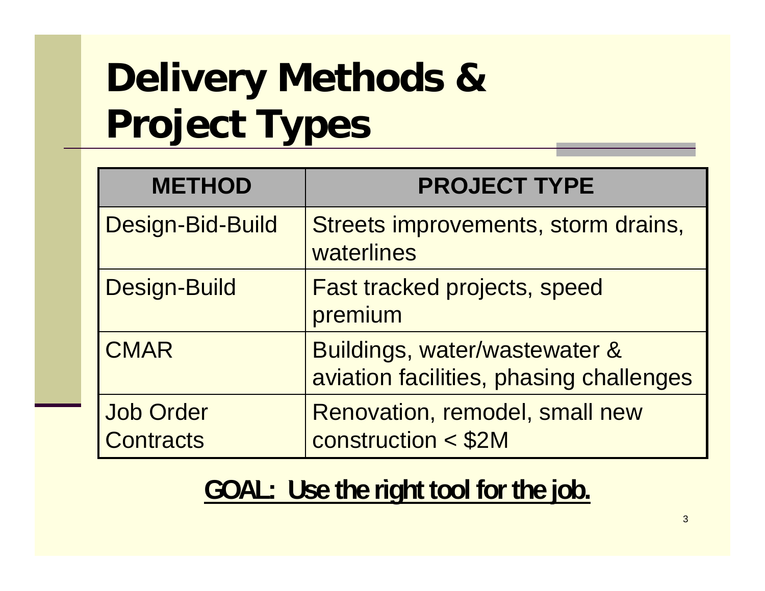# Delivery Methods & Project Types

| METHOD | PROJECT TYPE |
| --- | --- |
| Design-Bid-Build | Streets improvements, storm drains, waterlines |
| Design-Build | Fast tracked projects, speed premium |
| CMAR | Buildings, water/wastewater & aviation facilities, phasing challenges |
| Job Order Contracts | Renovation, remodel, small new construction < $2M |

**GOAL: Use the right tool for the job.**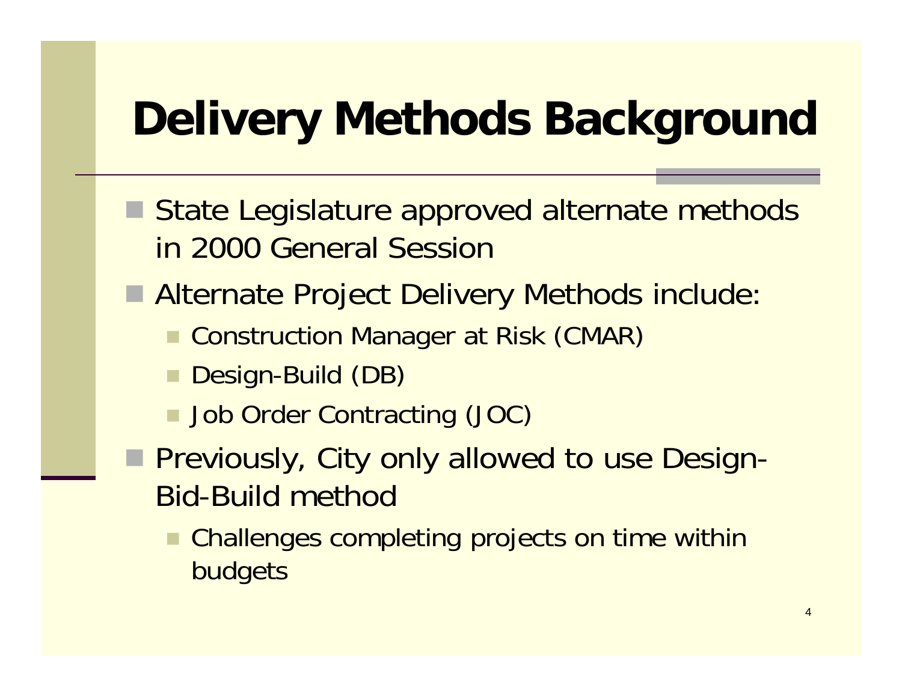# Delivery Methods Background

- State Legislature approved alternate methods in 2000 General Session
- Alternate Project Delivery Methods include:
  - Construction Manager at Risk (CMAR)
  - Design-Build (DB)
  - Job Order Contracting (JOC)
- Previously, City only allowed to use Design-Bid-Build method
  - Challenges completing projects on time within budgets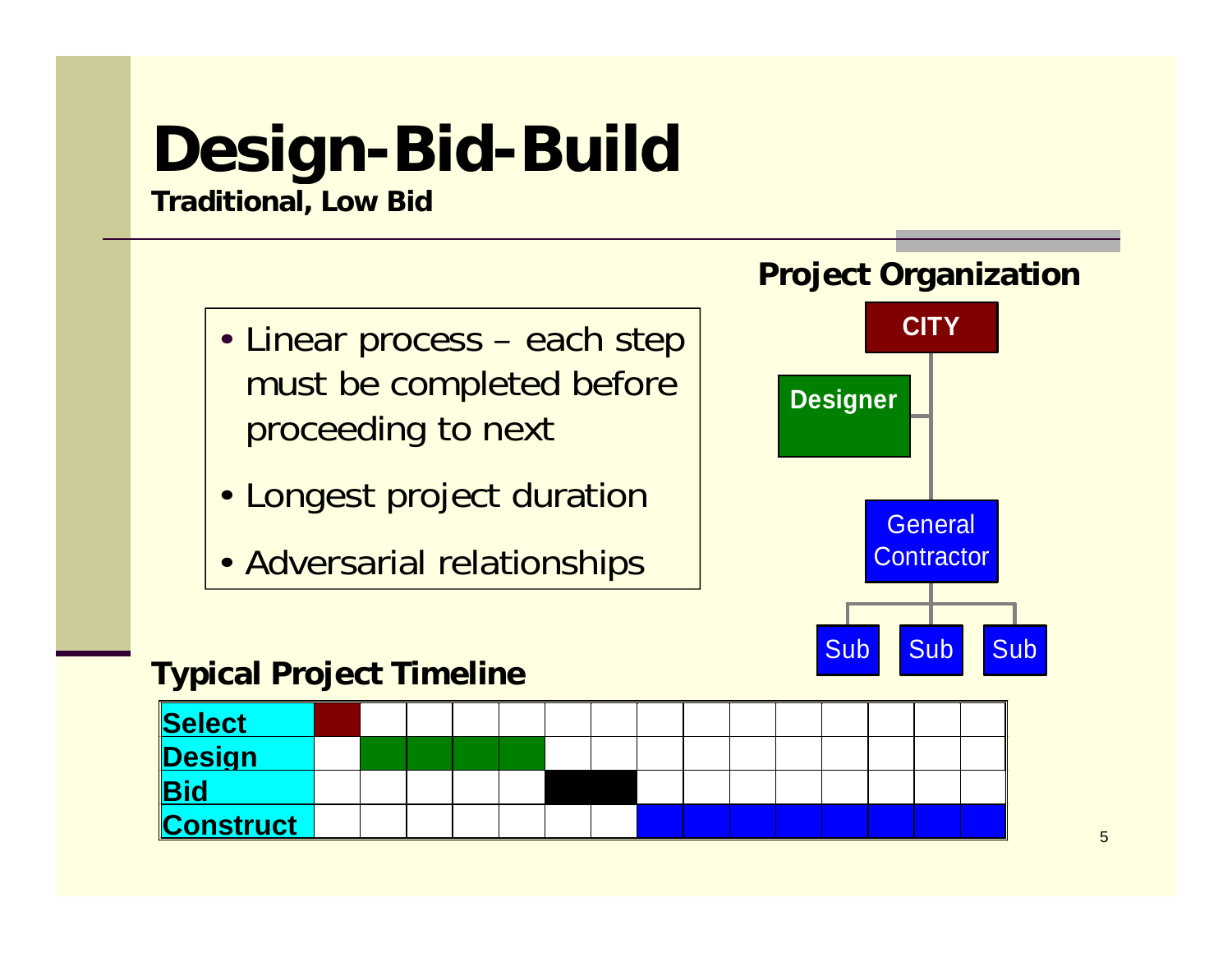# Design-Bid-Build

**Traditional, Low Bid**

- Linear process – each step must be completed before proceeding to next
- Longest project duration
- Adversarial relationships

**Project Organization**

- CITY
  - Designer
  - General Contractor
    - Sub
    - Sub
    - Sub

**Typical Project Timeline**

| | | | | | | | | | | | | | | | |
|---|---|---|---|---|---|---|---|---|---|---|---|---|---|---|---|
| **Select** | ■ | | | | | | | | | | | | | | |
| **Design** | | ■ | ■ | ■ | ■ | | | | | | | | | | |
| **Bid** | | | | | | ■ | ■ | | | | | | | | |
| **Construct** | | | | | | | | ■ | ■ | ■ | ■ | ■ | ■ | ■ | ■ |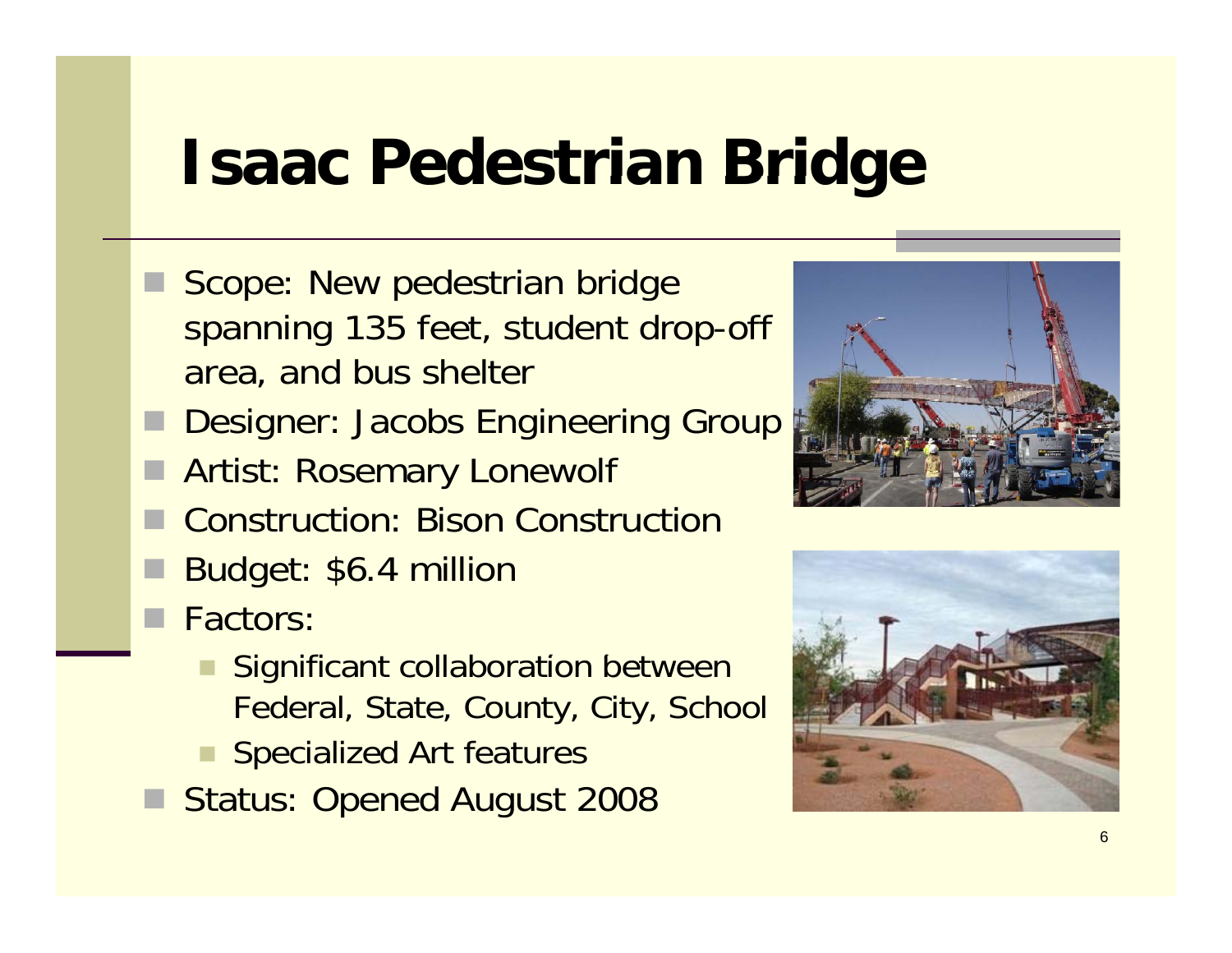# Isaac Pedestrian Bridge

- Scope: New pedestrian bridge spanning 135 feet, student drop-off area, and bus shelter
- Designer: Jacobs Engineering Group
- Artist: Rosemary Lonewolf
- Construction: Bison Construction
- Budget: $6.4 million
- Factors:
  - Significant collaboration between Federal, State, County, City, School
  - Specialized Art features
- Status: Opened August 2008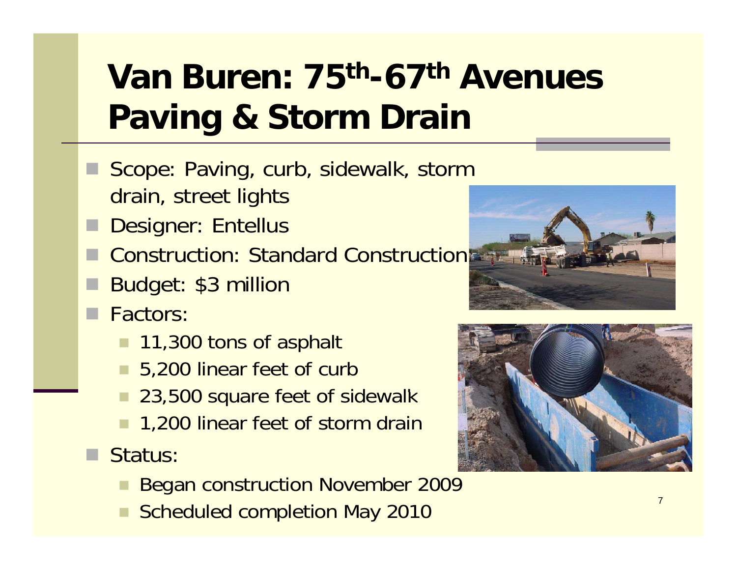# Van Buren: 75th-67th Avenues Paving & Storm Drain

- Scope: Paving, curb, sidewalk, storm drain, street lights
- Designer: Entellus
- Construction: Standard Construction
- Budget: $3 million
- Factors:
  - 11,300 tons of asphalt
  - 5,200 linear feet of curb
  - 23,500 square feet of sidewalk
  - 1,200 linear feet of storm drain
- Status:
  - Began construction November 2009
  - Scheduled completion May 2010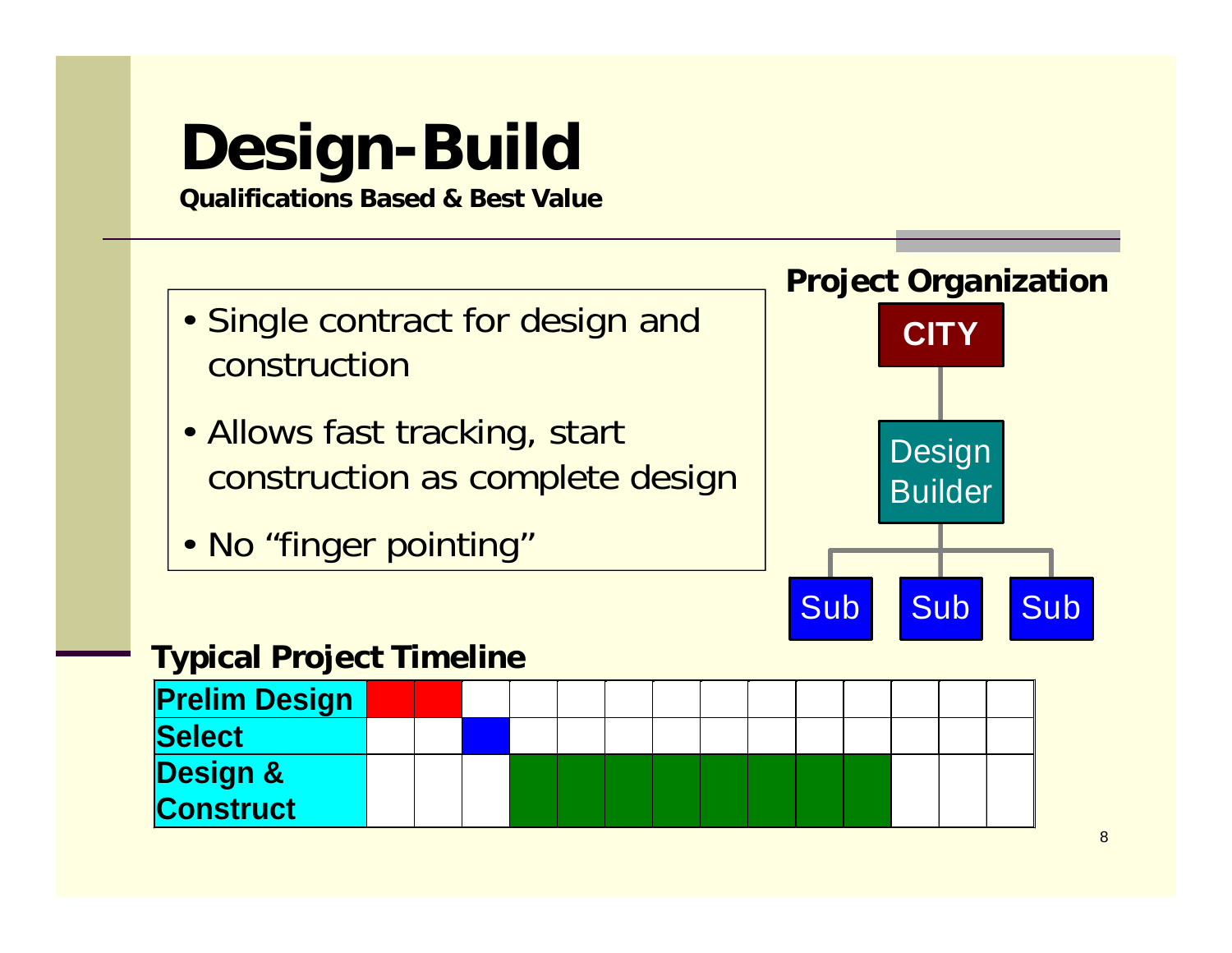# Design-Build

**Qualifications Based & Best Value**

- Single contract for design and construction
- Allows fast tracking, start construction as complete design
- No "finger pointing"

**Project Organization**

CITY

Design Builder

Sub | Sub | Sub

**Typical Project Timeline**

| | 1 | 2 | 3 | 4 | 5 | 6 | 7 | 8 | 9 | 10 | 11 | 12 | 13 | 14 |
|---|---|---|---|---|---|---|---|---|---|---|---|---|---|---|
| **Prelim Design** | ■ | ■ | | | | | | | | | | | | |
| **Select** | | | ■ | | | | | | | | | | | |
| **Design & Construct** | | | | ■ | ■ | ■ | ■ | ■ | ■ | ■ | ■ | | | |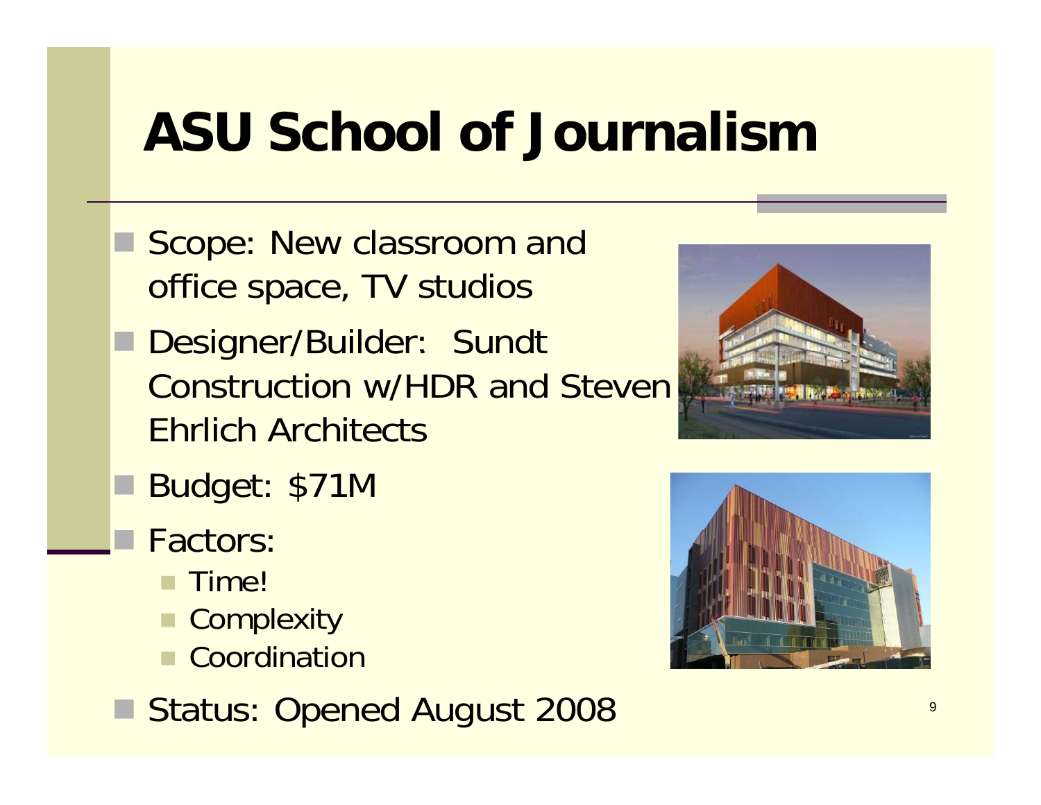# ASU School of Journalism

- Scope: New classroom and office space, TV studios
- Designer/Builder: Sundt Construction w/HDR and Steven Ehrlich Architects
- Budget: $71M
- Factors:
  - Time!
  - Complexity
  - Coordination
- Status: Opened August 2008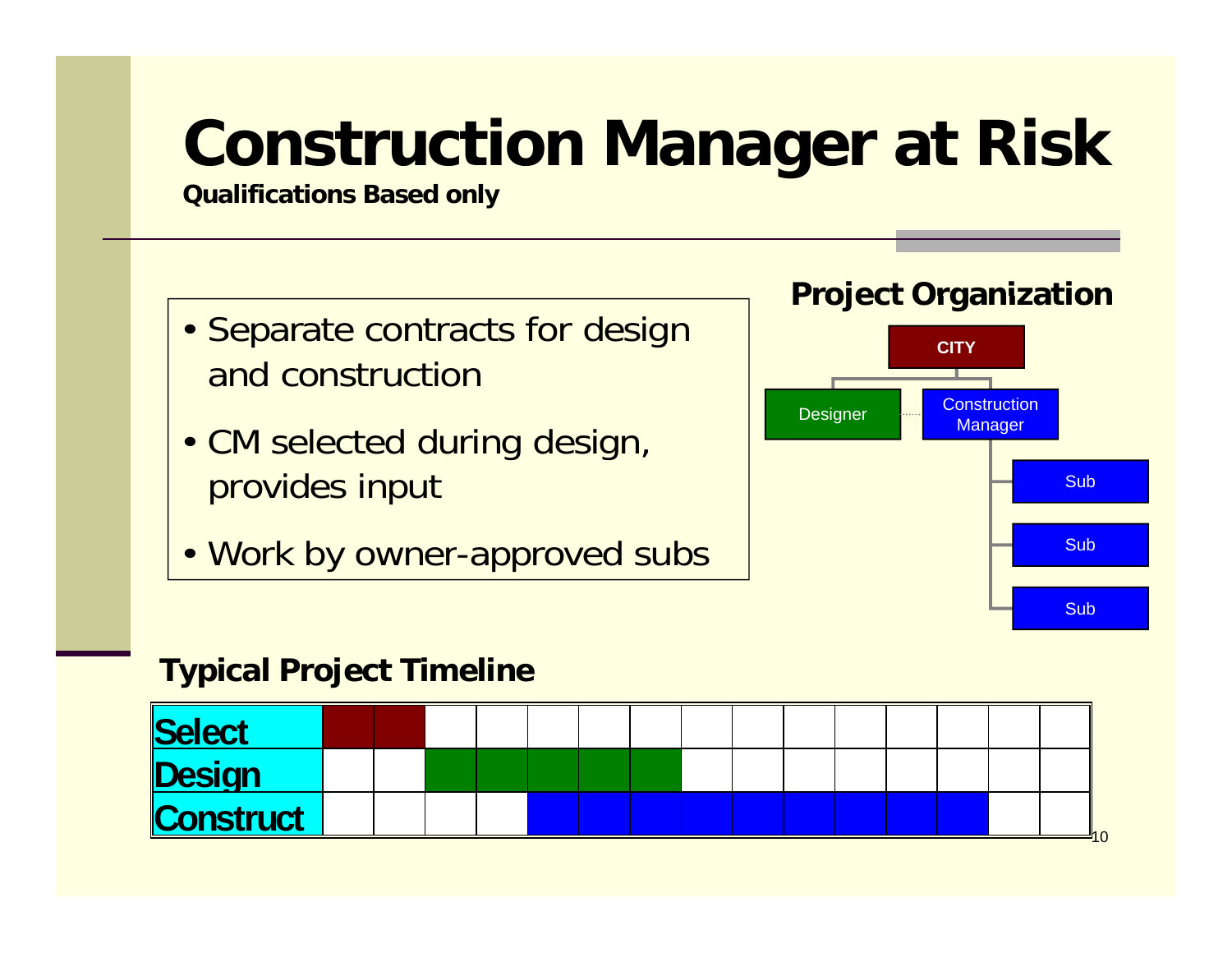# Construction Manager at Risk

**Qualifications Based only**

- Separate contracts for design and construction
- CM selected during design, provides input
- Work by owner-approved subs

## Project Organization

CITY

Designer

Construction Manager

Sub

Sub

Sub

## Typical Project Timeline

| Select | Design | Construct |
|---|---|---|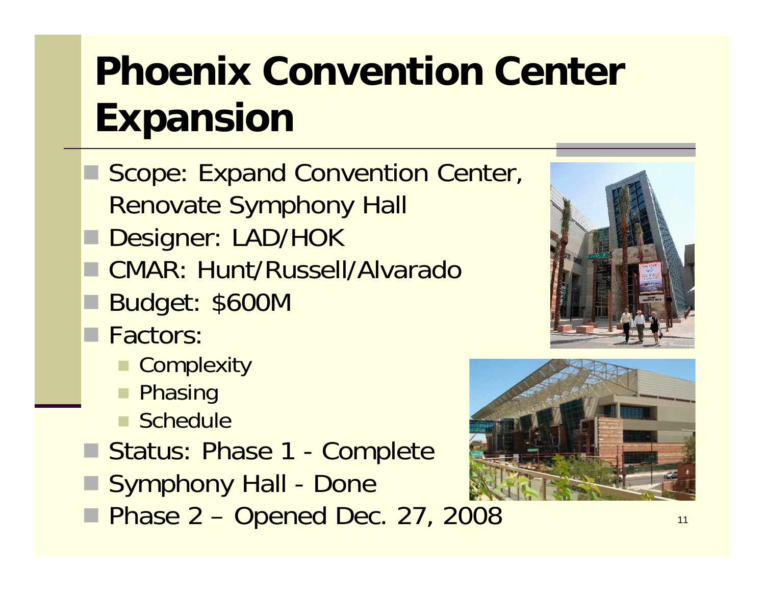# Phoenix Convention Center Expansion

- Scope: Expand Convention Center, Renovate Symphony Hall
- Designer: LAD/HOK
- CMAR: Hunt/Russell/Alvarado
- Budget: $600M
- Factors:
  - Complexity
  - Phasing
  - Schedule
- Status: Phase 1 - Complete
- Symphony Hall - Done
- Phase 2 – Opened Dec. 27, 2008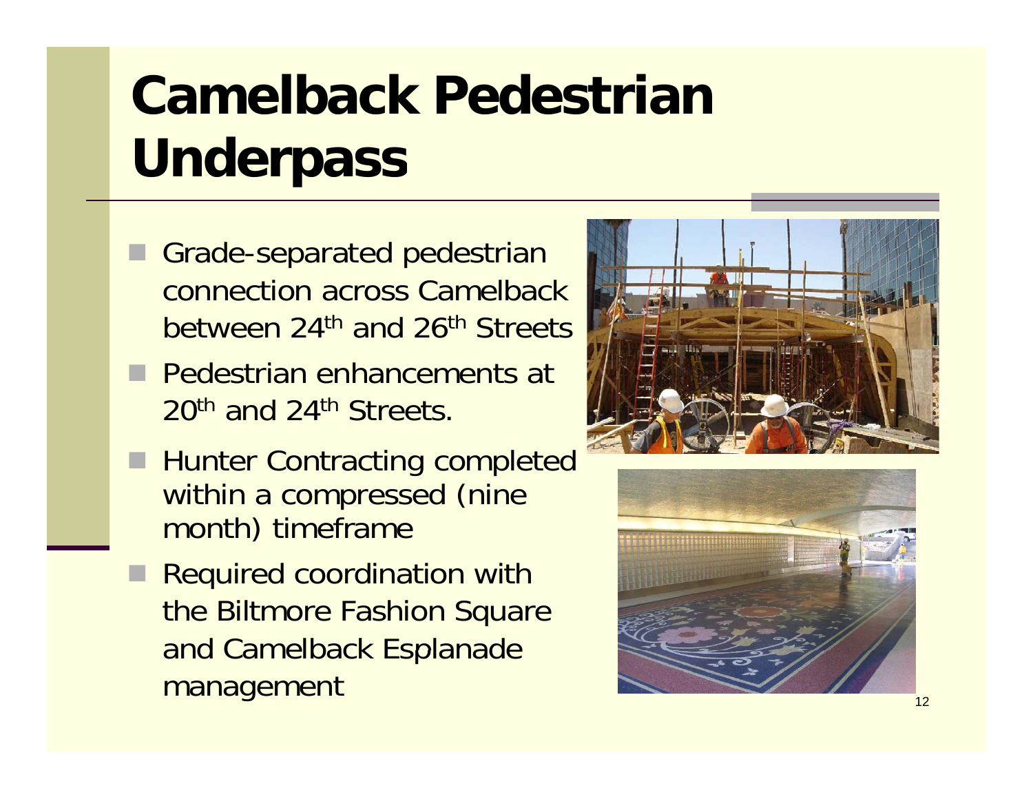# Camelback Pedestrian Underpass

- Grade-separated pedestrian connection across Camelback between 24th and 26th Streets
- Pedestrian enhancements at 20th and 24th Streets.
- Hunter Contracting completed within a compressed (nine month) timeframe
- Required coordination with the Biltmore Fashion Square and Camelback Esplanade management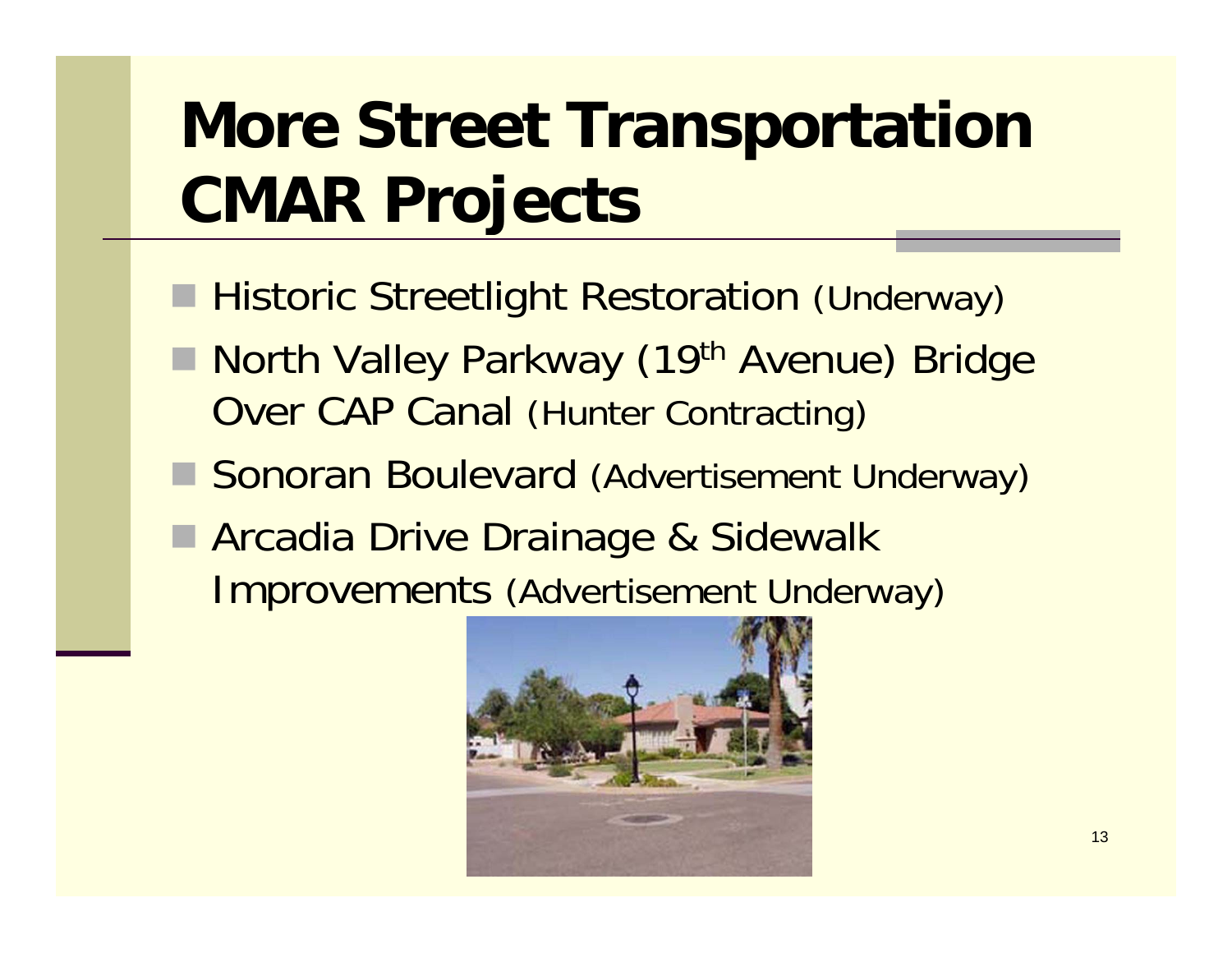# More Street Transportation CMAR Projects

- Historic Streetlight Restoration (Underway)
- North Valley Parkway (19th Avenue) Bridge Over CAP Canal (Hunter Contracting)
- Sonoran Boulevard (Advertisement Underway)
- Arcadia Drive Drainage & Sidewalk Improvements (Advertisement Underway)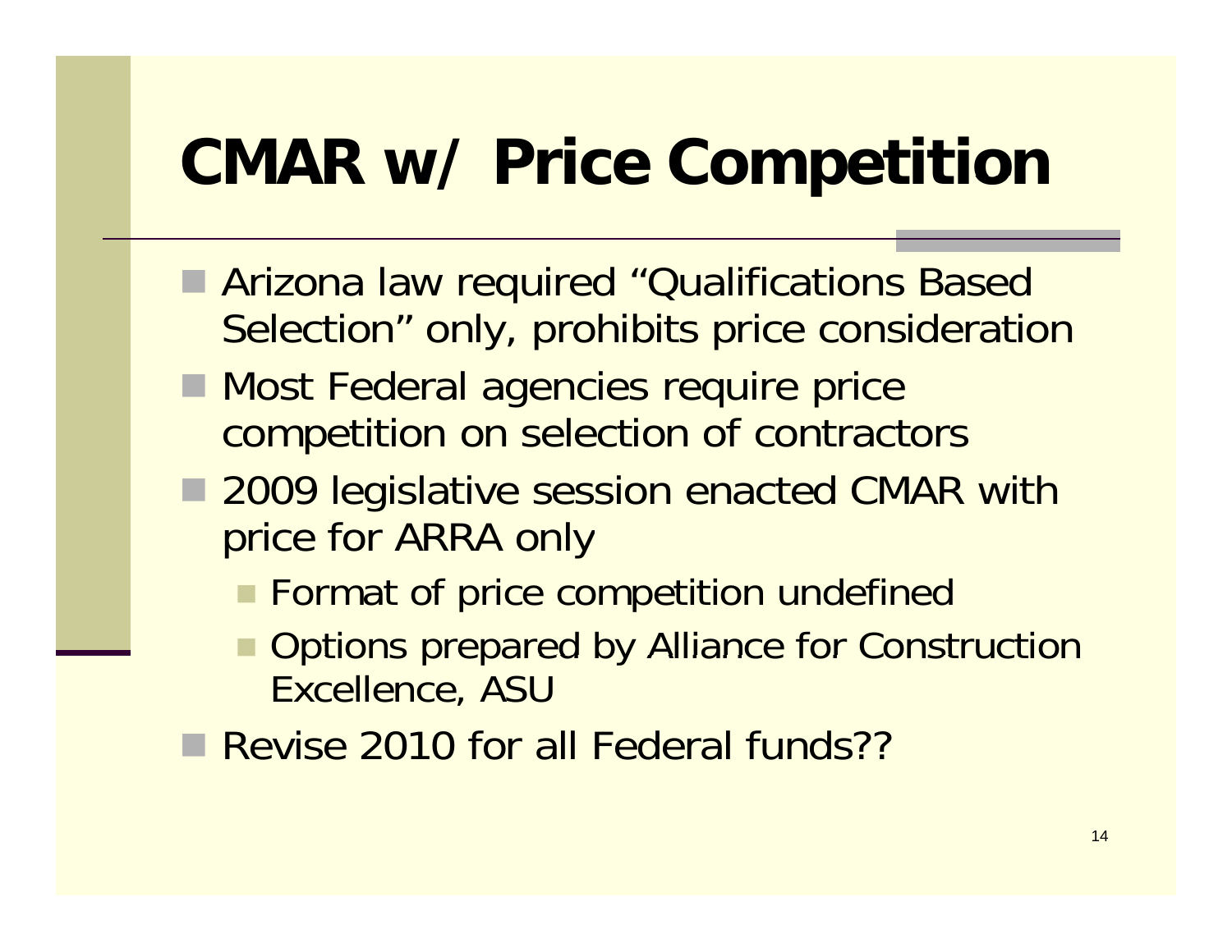# CMAR w/ Price Competition

- Arizona law required "Qualifications Based Selection" only, prohibits price consideration
- Most Federal agencies require price competition on selection of contractors
- 2009 legislative session enacted CMAR with price for ARRA only
  - Format of price competition undefined
  - Options prepared by Alliance for Construction Excellence, ASU
- Revise 2010 for all Federal funds??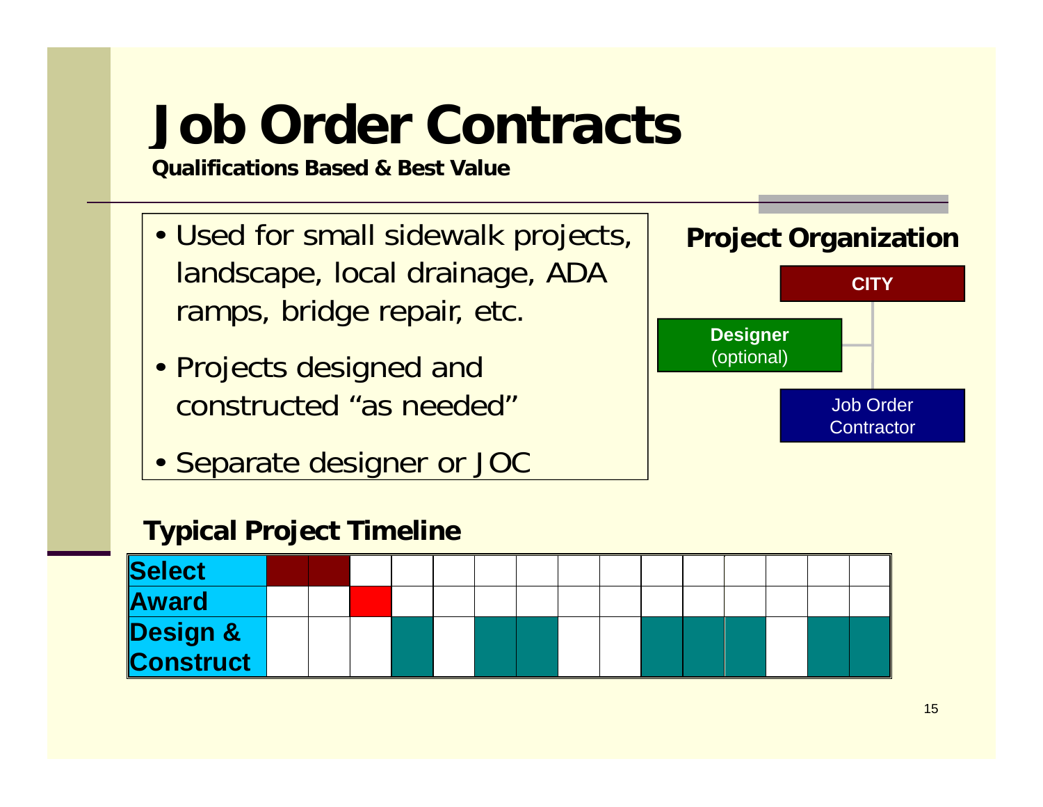# Job Order Contracts

**Qualifications Based & Best Value**

- Used for small sidewalk projects, landscape, local drainage, ADA ramps, bridge repair, etc.
- Projects designed and constructed "as needed"
- Separate designer or JOC

### Project Organization

- **CITY**
  - **Designer** (optional)
  - Job Order Contractor

### Typical Project Timeline

| Phase | 1 | 2 | 3 | 4 | 5 | 6 | 7 | 8 | 9 | 10 | 11 | 12 | 13 | 14 | 15 |
|---|---|---|---|---|---|---|---|---|---|---|---|---|---|---|---|
| Select | ■ | ■ | | | | | | | | | | | | | |
| Award | | | ■ | | | | | | | | | | | | |
| Design & Construct | | | | ■ | | ■ | ■ | | | ■ | ■ | ■ | | ■ | ■ |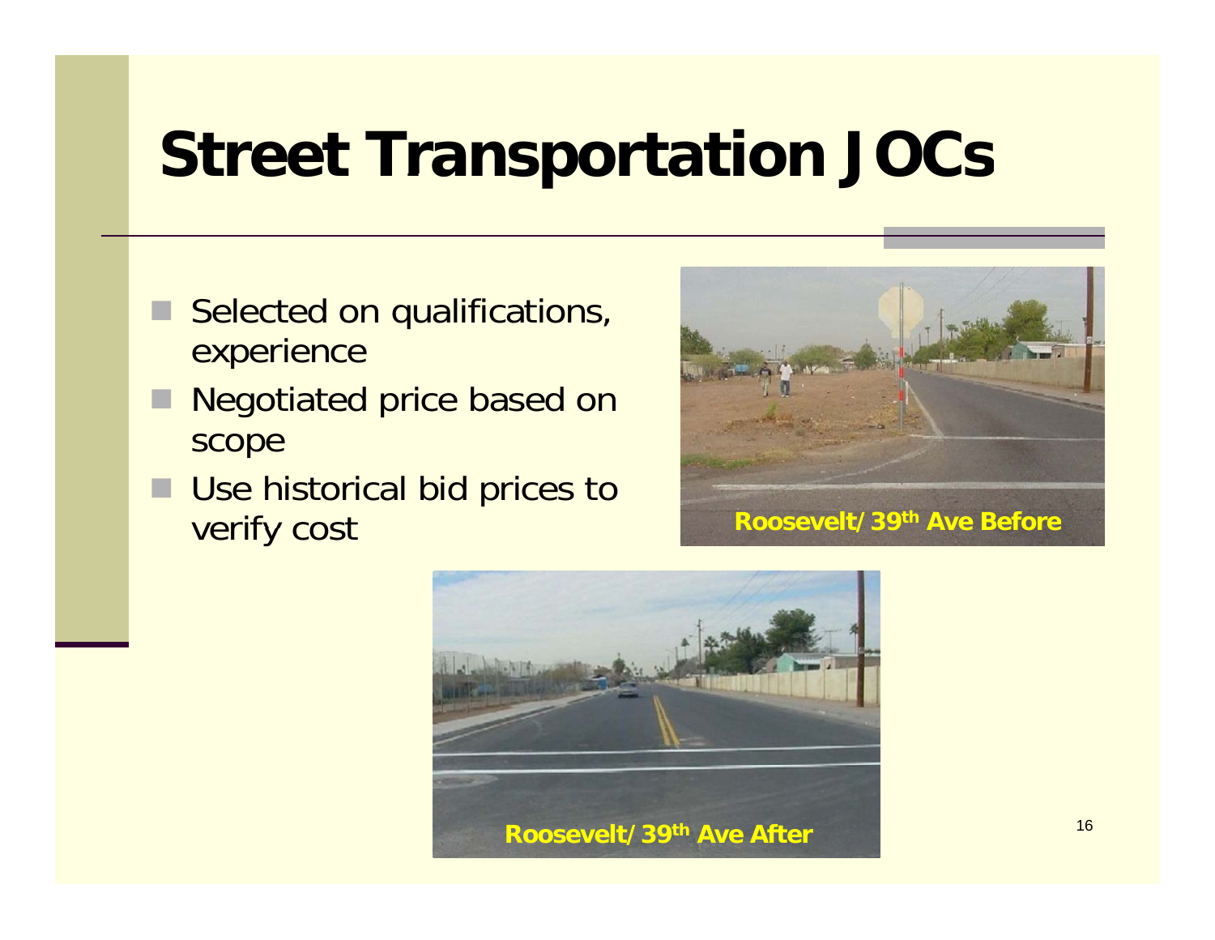# Street Transportation JOCs

- Selected on qualifications, experience
- Negotiated price based on scope
- Use historical bid prices to verify cost

Roosevelt/39th Ave Before

Roosevelt/39th Ave After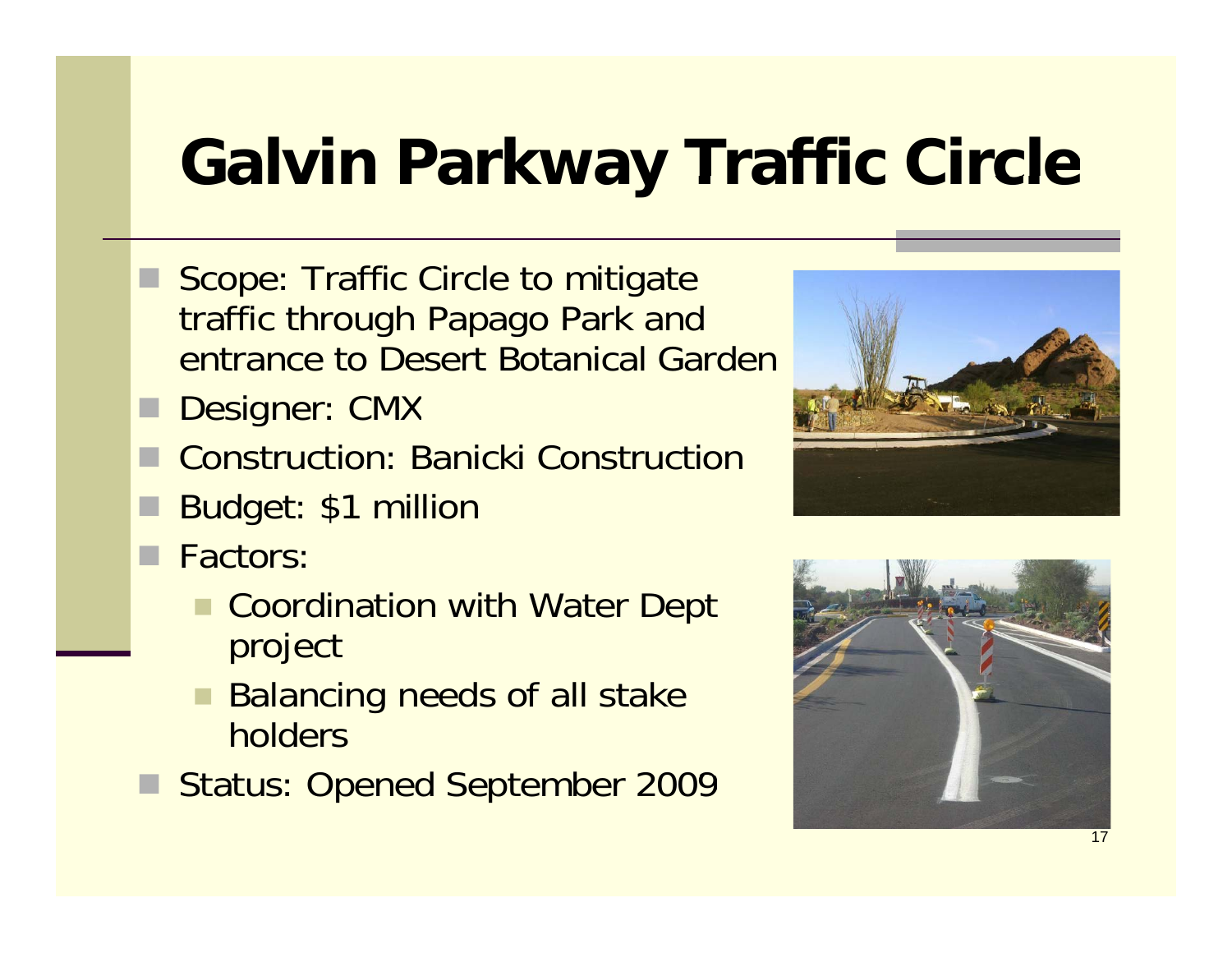# Galvin Parkway Traffic Circle

- Scope: Traffic Circle to mitigate traffic through Papago Park and entrance to Desert Botanical Garden
- Designer: CMX
- Construction: Banicki Construction
- Budget: $1 million
- Factors:
  - Coordination with Water Dept project
  - Balancing needs of all stake holders
- Status: Opened September 2009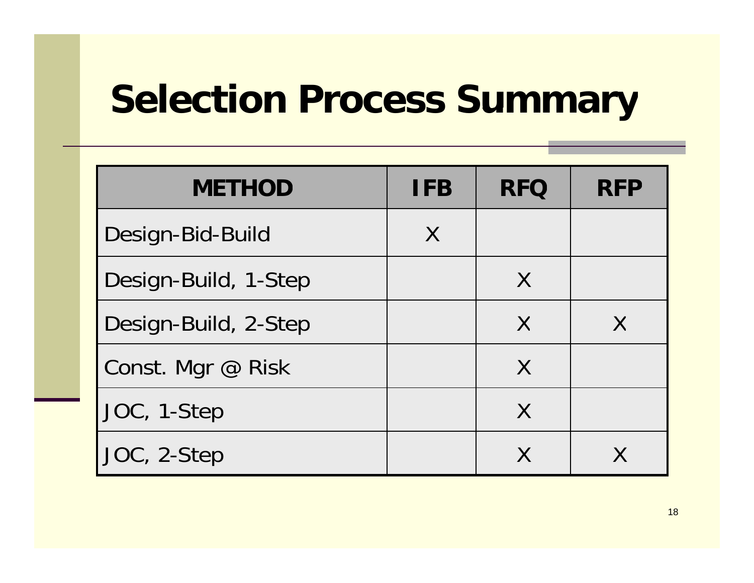# Selection Process Summary

| METHOD | IFB | RFQ | RFP |
|---|---|---|---|
| Design-Bid-Build | X | | |
| Design-Build, 1-Step | | X | |
| Design-Build, 2-Step | | X | X |
| Const. Mgr @ Risk | | X | |
| JOC, 1-Step | | X | |
| JOC, 2-Step | | X | X |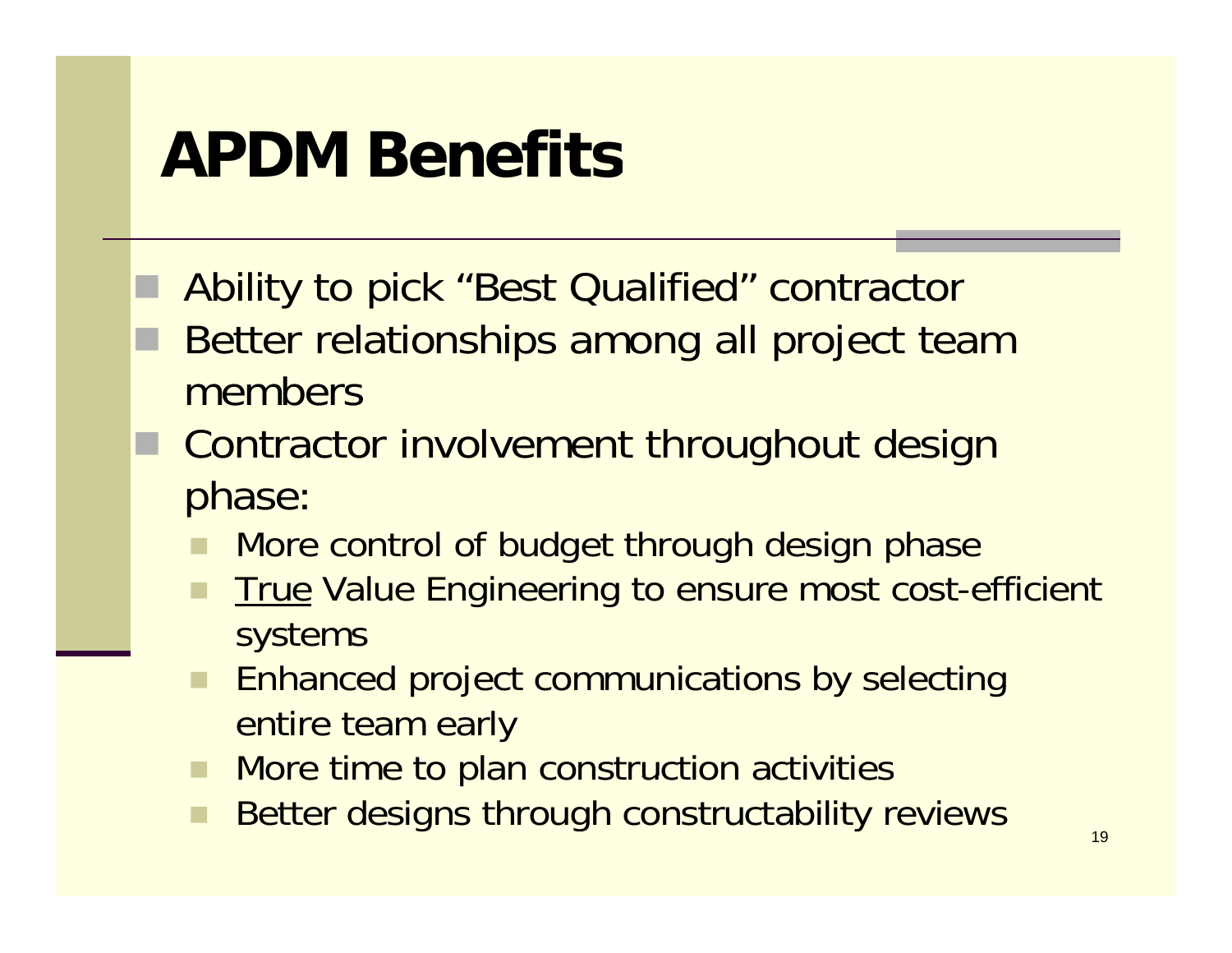# APDM Benefits

- Ability to pick "Best Qualified" contractor
- Better relationships among all project team members
- Contractor involvement throughout design phase:
  - More control of budget through design phase
  - <u>True</u> Value Engineering to ensure most cost-efficient systems
  - Enhanced project communications by selecting entire team early
  - More time to plan construction activities
  - Better designs through constructability reviews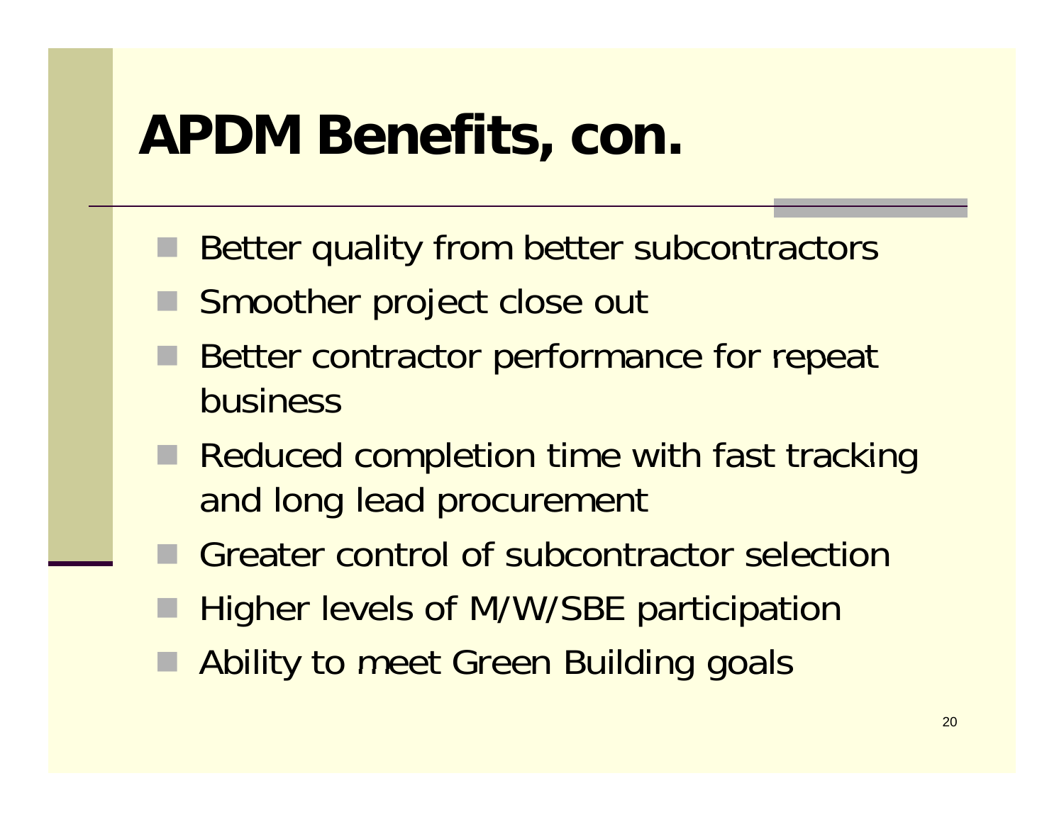# APDM Benefits, con.

- Better quality from better subcontractors
- Smoother project close out
- Better contractor performance for repeat business
- Reduced completion time with fast tracking and long lead procurement
- Greater control of subcontractor selection
- Higher levels of M/W/SBE participation
- Ability to meet Green Building goals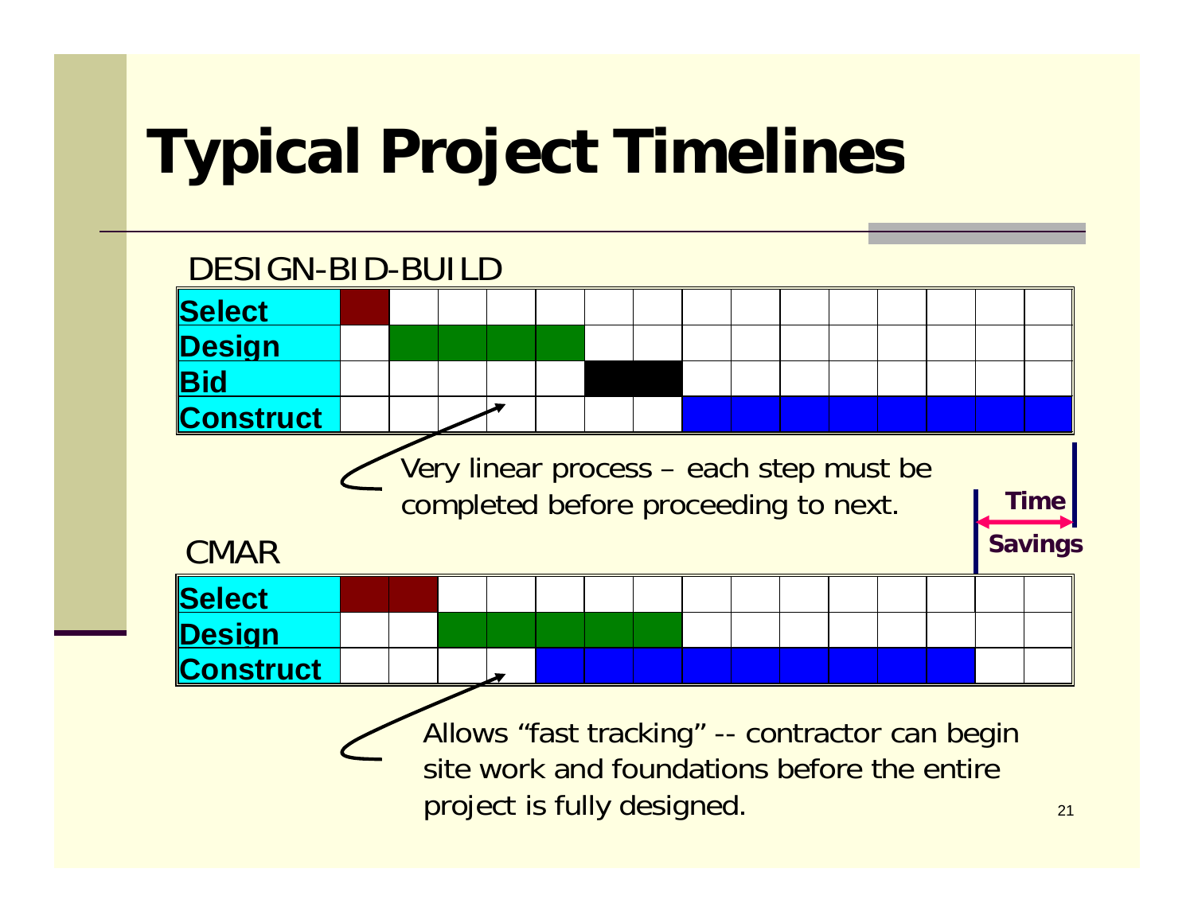# Typical Project Timelines

DESIGN-BID-BUILD

| Select | ■ | | | | | | | | | | | | | | |
|---|---|---|---|---|---|---|---|---|---|---|---|---|---|---|---|
| Design | | ■ | ■ | ■ | ■ | | | | | | | | | | |
| Bid | | | | | | ■ | ■ | | | | | | | | |
| Construct | | | | | | | | ■ | ■ | ■ | ■ | ■ | ■ | ■ | ■ |

Very linear process – each step must be completed before proceeding to next.

**Time Savings**

CMAR

| Select | ■ | ■ | | | | | | | | | | | | | |
|---|---|---|---|---|---|---|---|---|---|---|---|---|---|---|---|
| Design | | | ■ | ■ | ■ | ■ | ■ | | | | | | | | |
| Construct | | | | | ■ | ■ | ■ | ■ | ■ | ■ | ■ | ■ | ■ | | |

Allows "fast tracking" -- contractor can begin site work and foundations before the entire project is fully designed.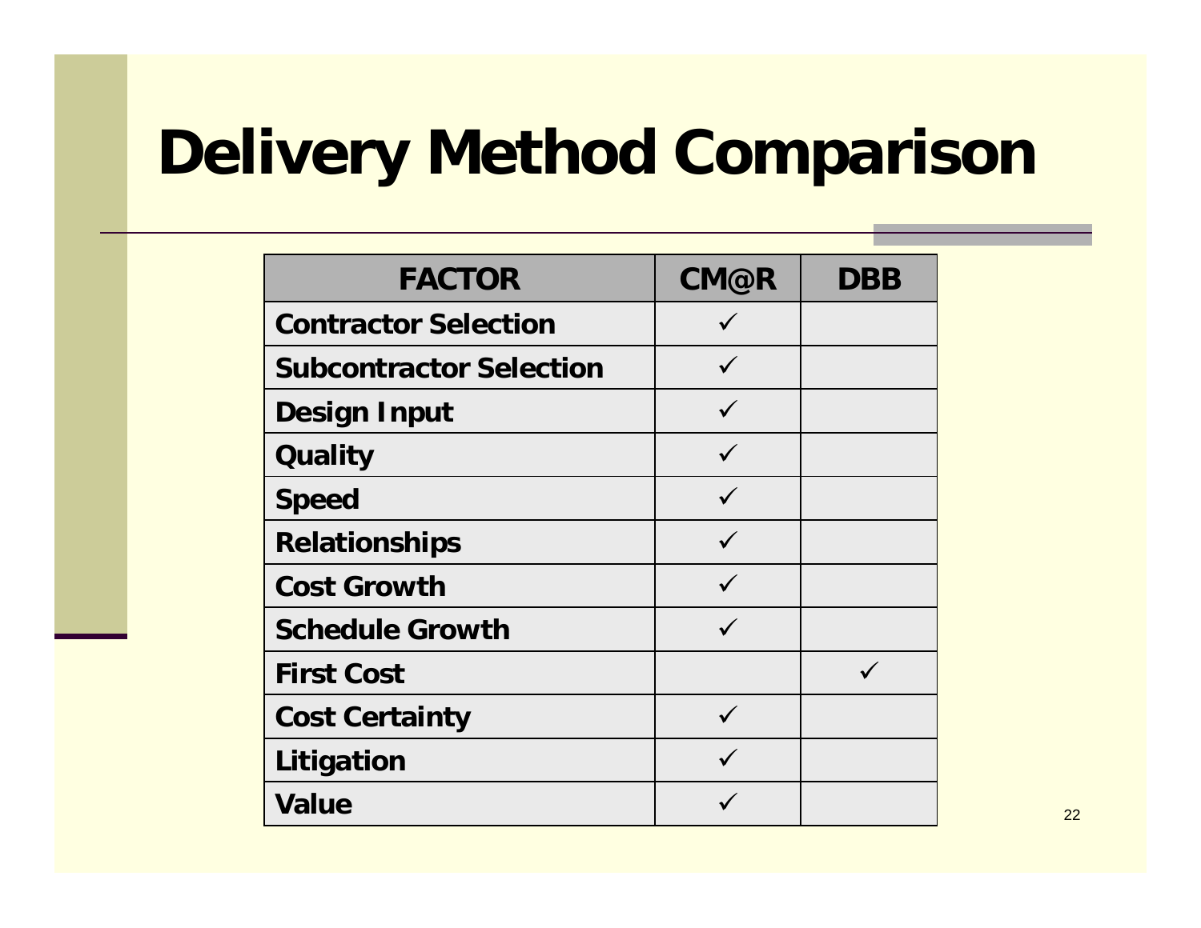# Delivery Method Comparison

| FACTOR | CM@R | DBB |
|---|---|---|
| Contractor Selection | ✓ | |
| Subcontractor Selection | ✓ | |
| Design Input | ✓ | |
| Quality | ✓ | |
| Speed | ✓ | |
| Relationships | ✓ | |
| Cost Growth | ✓ | |
| Schedule Growth | ✓ | |
| First Cost | | ✓ |
| Cost Certainty | ✓ | |
| Litigation | ✓ | |
| Value | ✓ | |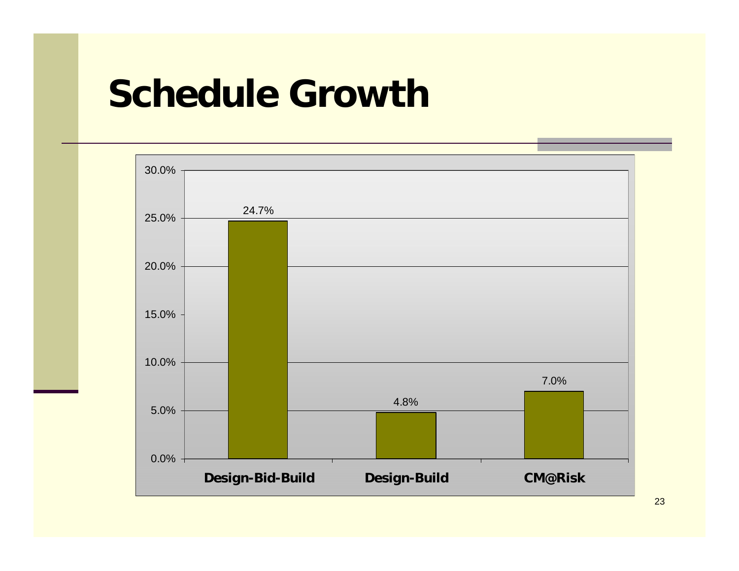# Schedule Growth

| | Schedule Growth |
|---|---|
| Design-Bid-Build | 24.7% |
| Design-Build | 4.8% |
| CM@Risk | 7.0% |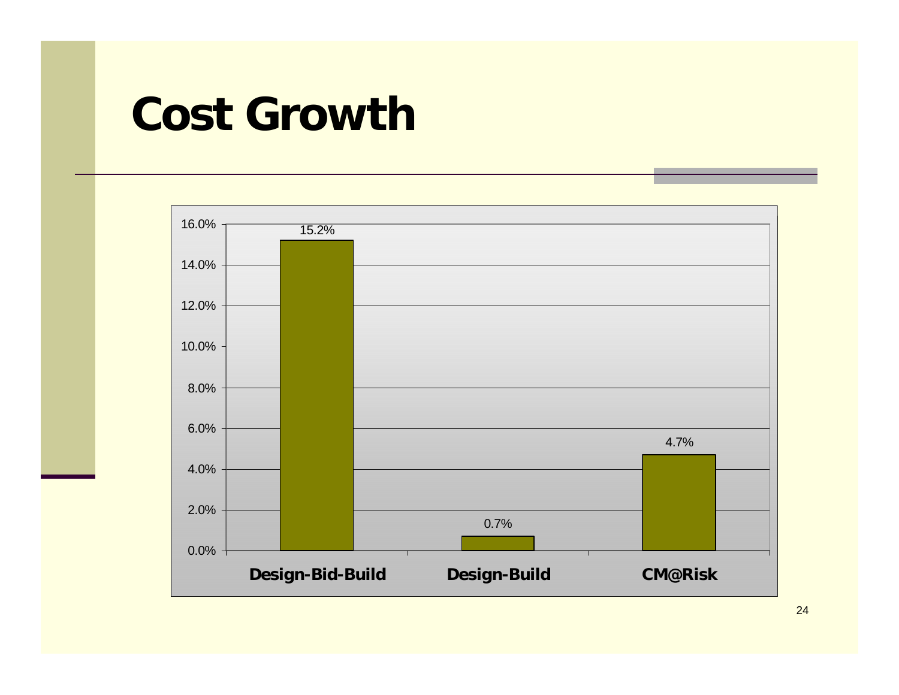# Cost Growth

| | Cost Growth |
|---|---|
| Design-Bid-Build | 15.2% |
| Design-Build | 0.7% |
| CM@Risk | 4.7% |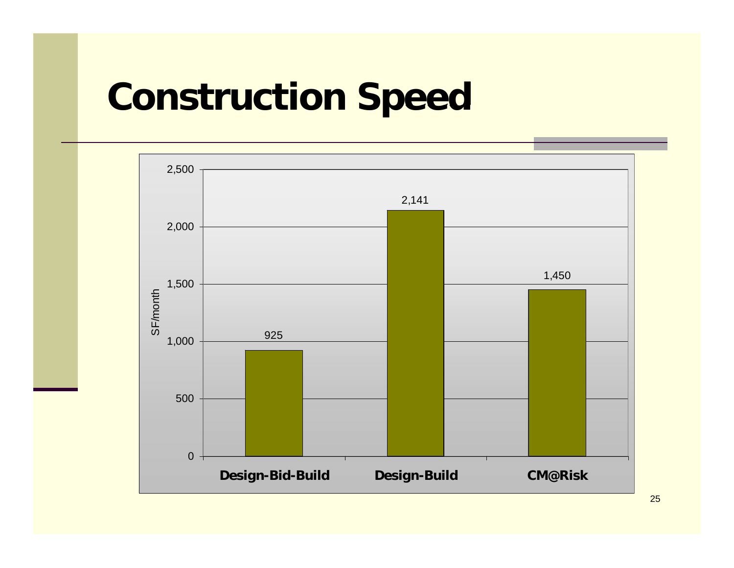# Construction Speed

| | SF/month |
|---|---|
| Design-Bid-Build | 925 |
| Design-Build | 2,141 |
| CM@Risk | 1,450 |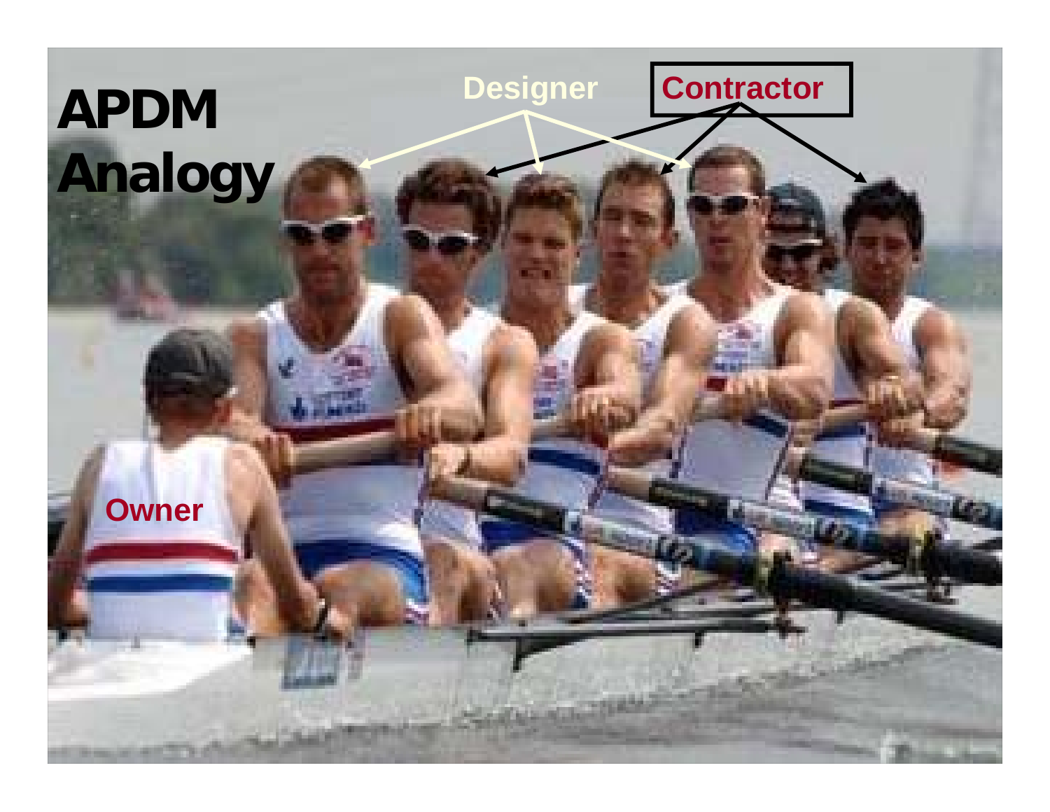# APDM Analogy

Designer

Contractor

Owner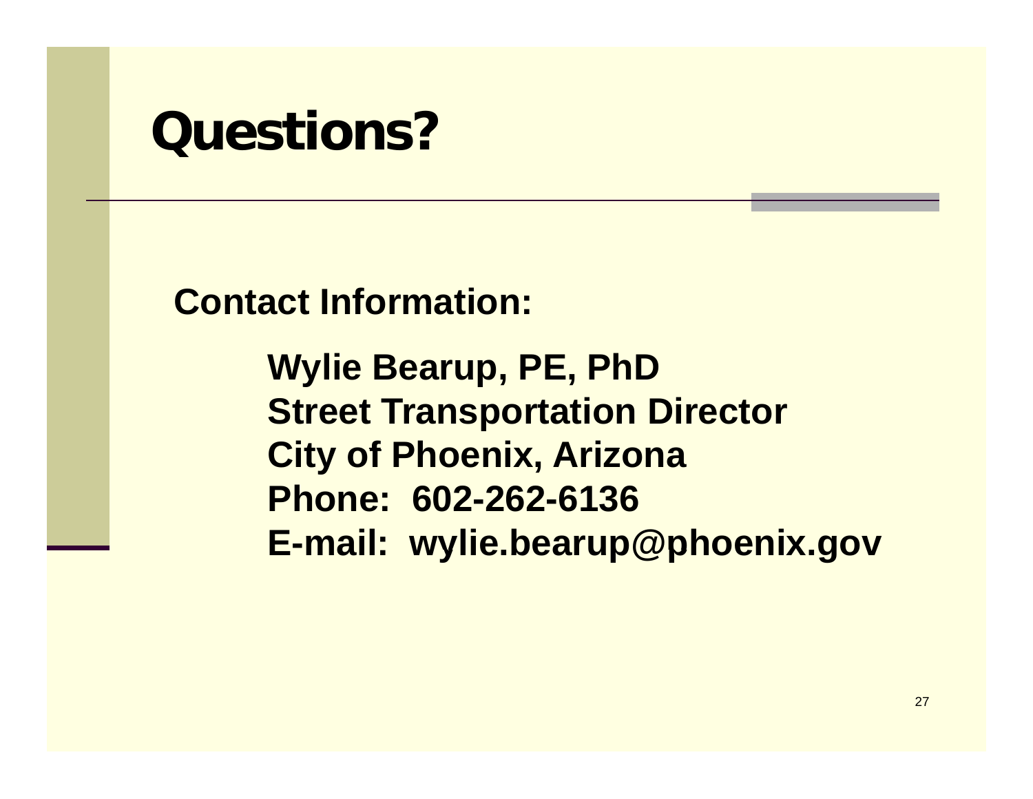# Questions?

**Contact Information:**

**Wylie Bearup, PE, PhD**
**Street Transportation Director**
**City of Phoenix, Arizona**
**Phone: 602-262-6136**
**E-mail: wylie.bearup@phoenix.gov**